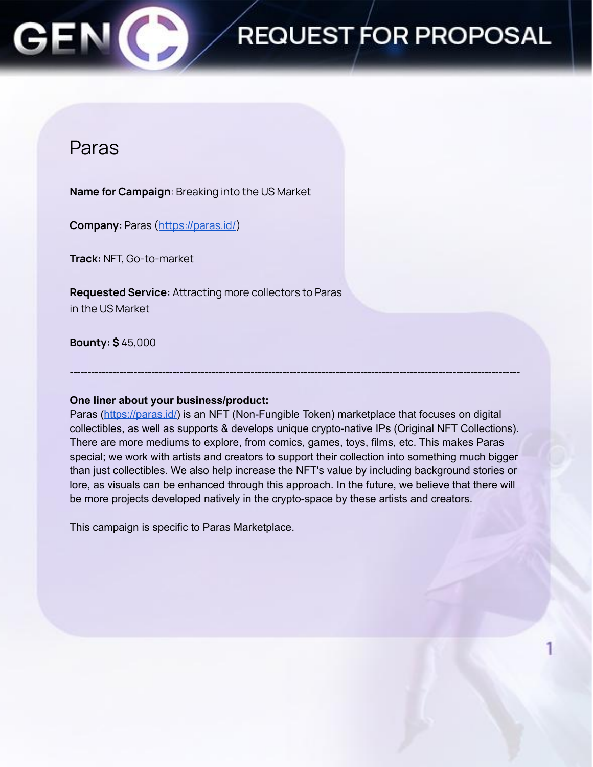# REQUEST FOR PROPOSAL

## Paras

**Name for Campaign**: Breaking into the US Market

**Company:** Paras (https://paras.id/)

**Track:** NFT, Go-to-market

**Requested Service:** Attracting more collectors to Paras in the US Market

**Bounty: $** 45,000

---

**One liner about your business/product:**
Paras (https://paras.id/) is an NFT (Non-Fungible Token) marketplace that focuses on digital collectibles, as well as supports & develops unique crypto-native IPs (Original NFT Collections). There are more mediums to explore, from comics, games, toys, films, etc. This makes Paras special; we work with artists and creators to support their collection into something much bigger than just collectibles. We also help increase the NFT's value by including background stories or lore, as visuals can be enhanced through this approach. In the future, we believe that there will be more projects developed natively in the crypto-space by these artists and creators.

This campaign is specific to Paras Marketplace.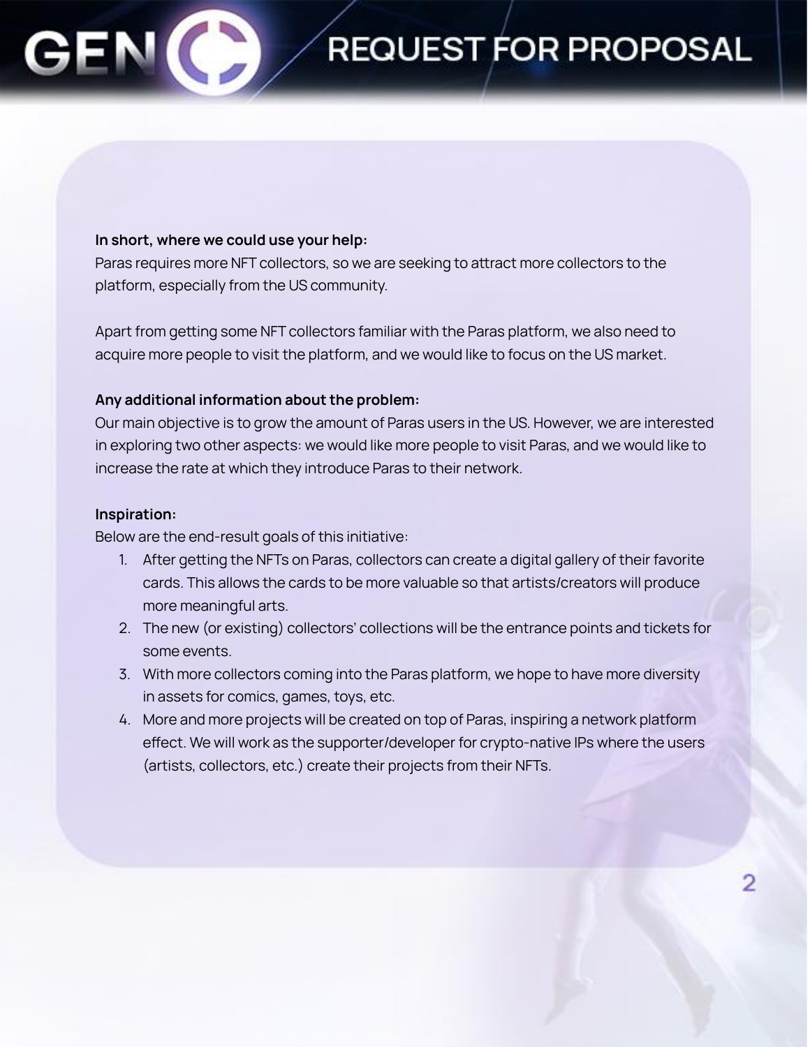**In short, where we could use your help:**

Paras requires more NFT collectors, so we are seeking to attract more collectors to the platform, especially from the US community.

Apart from getting some NFT collectors familiar with the Paras platform, we also need to acquire more people to visit the platform, and we would like to focus on the US market.

**Any additional information about the problem:**

Our main objective is to grow the amount of Paras users in the US. However, we are interested in exploring two other aspects: we would like more people to visit Paras, and we would like to increase the rate at which they introduce Paras to their network.

**Inspiration:**

Below are the end-result goals of this initiative:

1. After getting the NFTs on Paras, collectors can create a digital gallery of their favorite cards. This allows the cards to be more valuable so that artists/creators will produce more meaningful arts.
2. The new (or existing) collectors' collections will be the entrance points and tickets for some events.
3. With more collectors coming into the Paras platform, we hope to have more diversity in assets for comics, games, toys, etc.
4. More and more projects will be created on top of Paras, inspiring a network platform effect. We will work as the supporter/developer for crypto-native IPs where the users (artists, collectors, etc.) create their projects from their NFTs.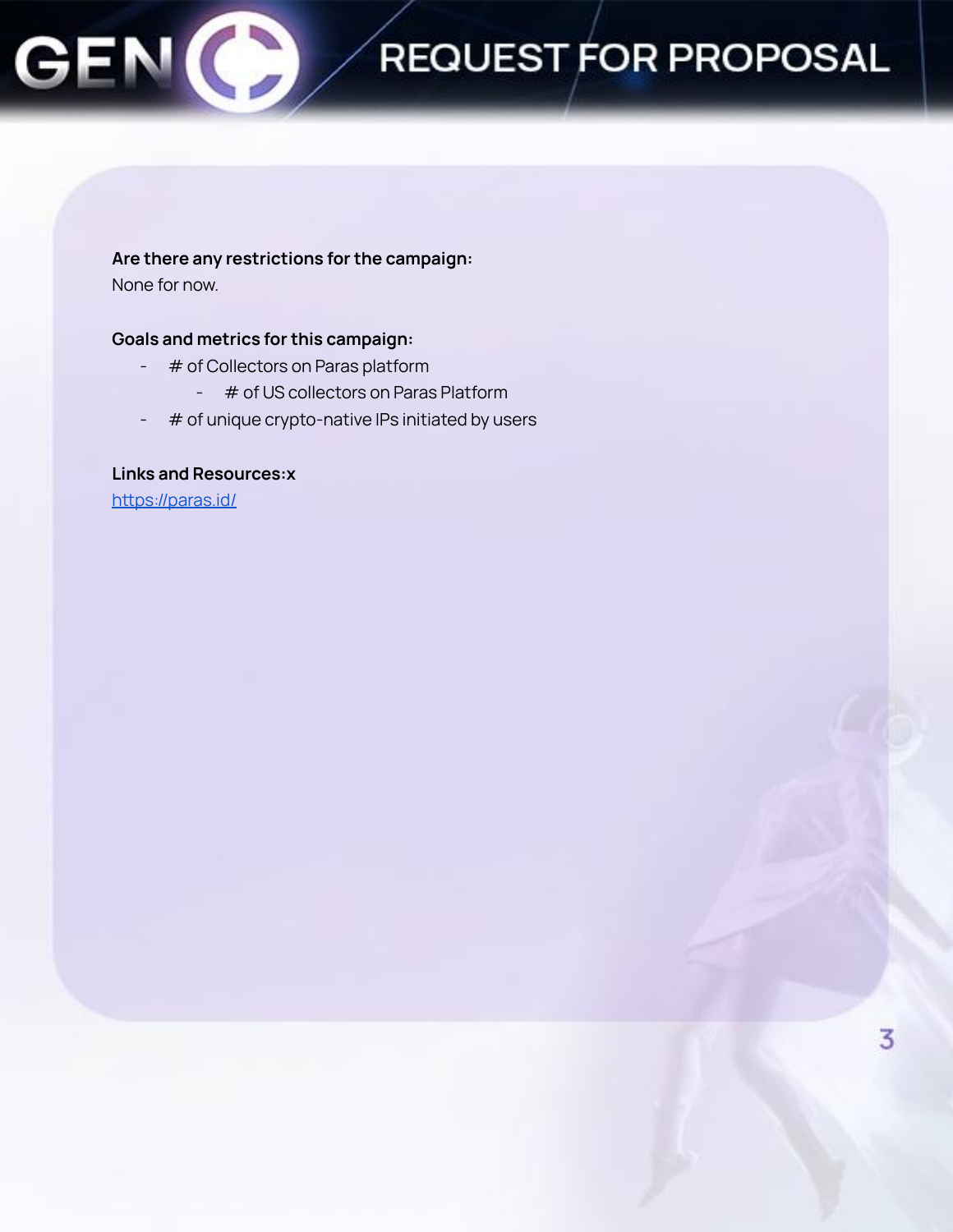**Are there any restrictions for the campaign:**
None for now.

**Goals and metrics for this campaign:**

- # of Collectors on Paras platform
  - # of US collectors on Paras Platform
- # of unique crypto-native IPs initiated by users

**Links and Resources:x**
[https://paras.id/](https://paras.id/)